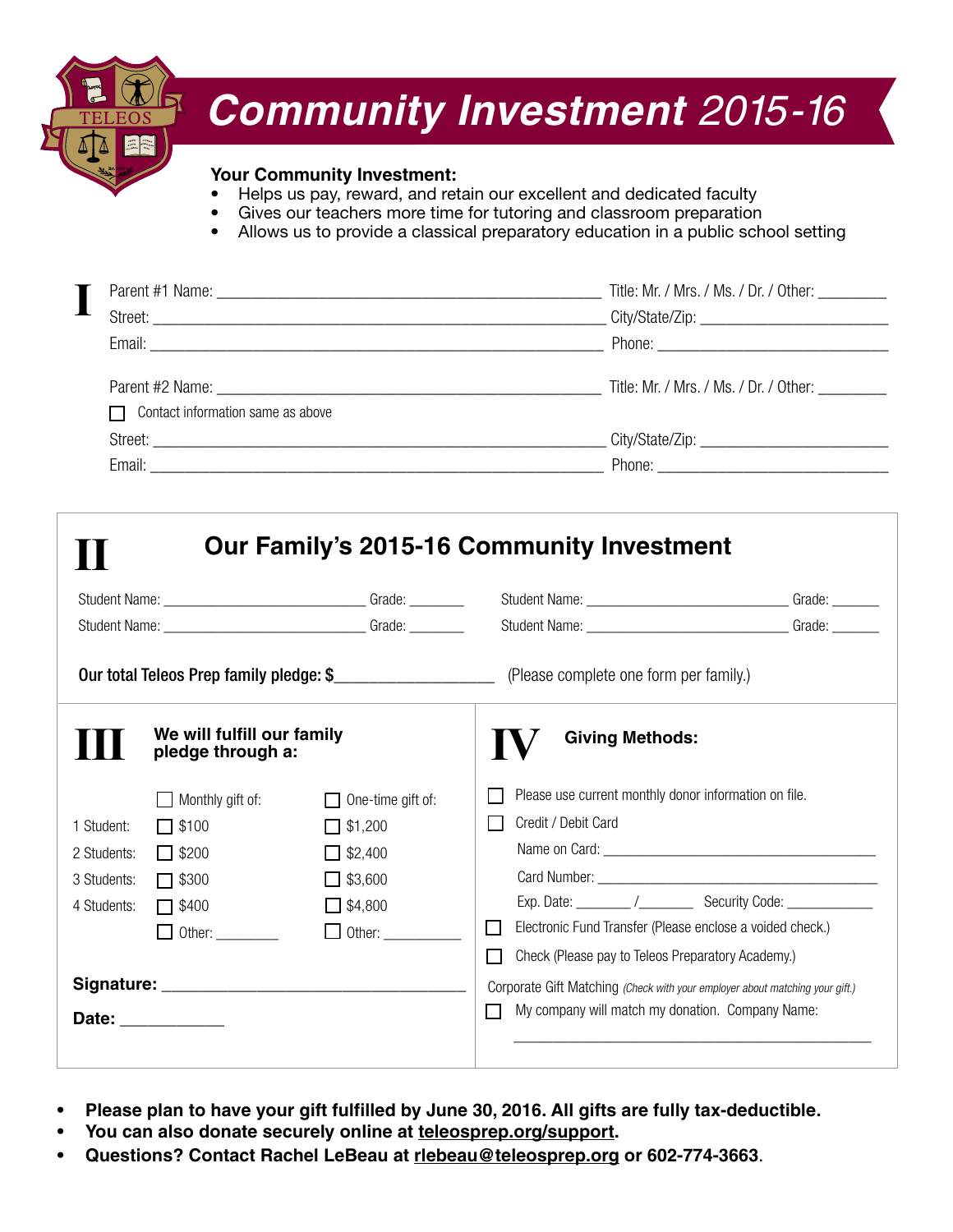# Community Investment 2015-16

**Your Community Investment:**

- Helps us pay, reward, and retain our excellent and dedicated faculty
- Gives our teachers more time for tutoring and classroom preparation
- Allows us to provide a classical preparatory education in a public school setting

## I

Parent #1 Name: ______________________________ Title: Mr. / Mrs. / Ms. / Dr. / Other: ________

Street: ______________________________ City/State/Zip: ______________________

Email: ______________________________ Phone: ______________________

Parent #2 Name: ______________________________ Title: Mr. / Mrs. / Ms. / Dr. / Other: ________

☐ Contact information same as above

Street: ______________________________ City/State/Zip: ______________________

Email: ______________________________ Phone: ______________________

## II Our Family's 2015-16 Community Investment

Student Name: ______________________ Grade: _______ Student Name: ______________________ Grade: _______

Student Name: ______________________ Grade: _______ Student Name: ______________________ Grade: _______

**Our total Teleos Prep family pledge: $__________________** (Please complete one form per family.)

## III We will fulfill our family pledge through a:

| | ☐ Monthly gift of: | ☐ One-time gift of: |
|---|---|---|
| 1 Student: | ☐ $100 | ☐ $1,200 |
| 2 Students: | ☐ $200 | ☐ $2,400 |
| 3 Students: | ☐ $300 | ☐ $3,600 |
| 4 Students: | ☐ $400 | ☐ $4,800 |
| | ☐ Other: ________ | ☐ Other: __________ |

**Signature:** ______________________________

**Date:** ____________

## IV Giving Methods:

☐ Please use current monthly donor information on file.

☐ Credit / Debit Card

Name on Card: ______________________________

Card Number: ______________________________

Exp. Date: _______ /_______ Security Code: ___________

☐ Electronic Fund Transfer (Please enclose a voided check.)

☐ Check (Please pay to Teleos Preparatory Academy.)

Corporate Gift Matching *(Check with your employer about matching your gift.)*

☐ My company will match my donation. Company Name:

______________________________

- **Please plan to have your gift fulfilled by June 30, 2016. All gifts are fully tax-deductible.**
- **You can also donate securely online at teleosprep.org/support.**
- **Questions? Contact Rachel LeBeau at rlebeau@teleosprep.org or 602-774-3663.**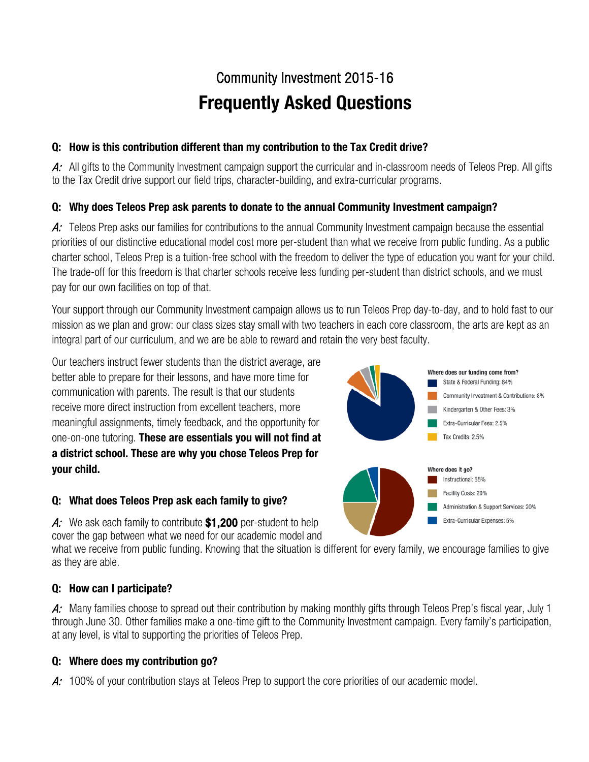# Community Investment 2015-16

# Frequently Asked Questions

**Q: How is this contribution different than my contribution to the Tax Credit drive?**

*A:* All gifts to the Community Investment campaign support the curricular and in-classroom needs of Teleos Prep. All gifts to the Tax Credit drive support our field trips, character-building, and extra-curricular programs.

**Q: Why does Teleos Prep ask parents to donate to the annual Community Investment campaign?**

*A:* Teleos Prep asks our families for contributions to the annual Community Investment campaign because the essential priorities of our distinctive educational model cost more per-student than what we receive from public funding. As a public charter school, Teleos Prep is a tuition-free school with the freedom to deliver the type of education you want for your child. The trade-off for this freedom is that charter schools receive less funding per-student than district schools, and we must pay for our own facilities on top of that.

Your support through our Community Investment campaign allows us to run Teleos Prep day-to-day, and to hold fast to our mission as we plan and grow: our class sizes stay small with two teachers in each core classroom, the arts are kept as an integral part of our curriculum, and we are be able to reward and retain the very best faculty.

Our teachers instruct fewer students than the district average, are better able to prepare for their lessons, and have more time for communication with parents. The result is that our students receive more direct instruction from excellent teachers, more meaningful assignments, timely feedback, and the opportunity for one-on-one tutoring. **These are essentials you will not find at a district school. These are why you chose Teleos Prep for your child.**

Where does our funding come from?
State & Federal Funding: 84%
Community Investment & Contributions: 8%
Kindergarten & Other Fees: 3%
Extra-Curricular Fees: 2.5%
Tax Credits: 2.5%

Where does it go?
Instructional: 55%
Facility Costs: 20%
Administration & Support Services: 20%
Extra-Curricular Expenses: 5%

**Q: What does Teleos Prep ask each family to give?**

*A:* We ask each family to contribute **$1,200** per-student to help cover the gap between what we need for our academic model and what we receive from public funding. Knowing that the situation is different for every family, we encourage families to give as they are able.

**Q: How can I participate?**

*A:* Many families choose to spread out their contribution by making monthly gifts through Teleos Prep's fiscal year, July 1 through June 30. Other families make a one-time gift to the Community Investment campaign. Every family's participation, at any level, is vital to supporting the priorities of Teleos Prep.

**Q: Where does my contribution go?**

*A:* 100% of your contribution stays at Teleos Prep to support the core priorities of our academic model.